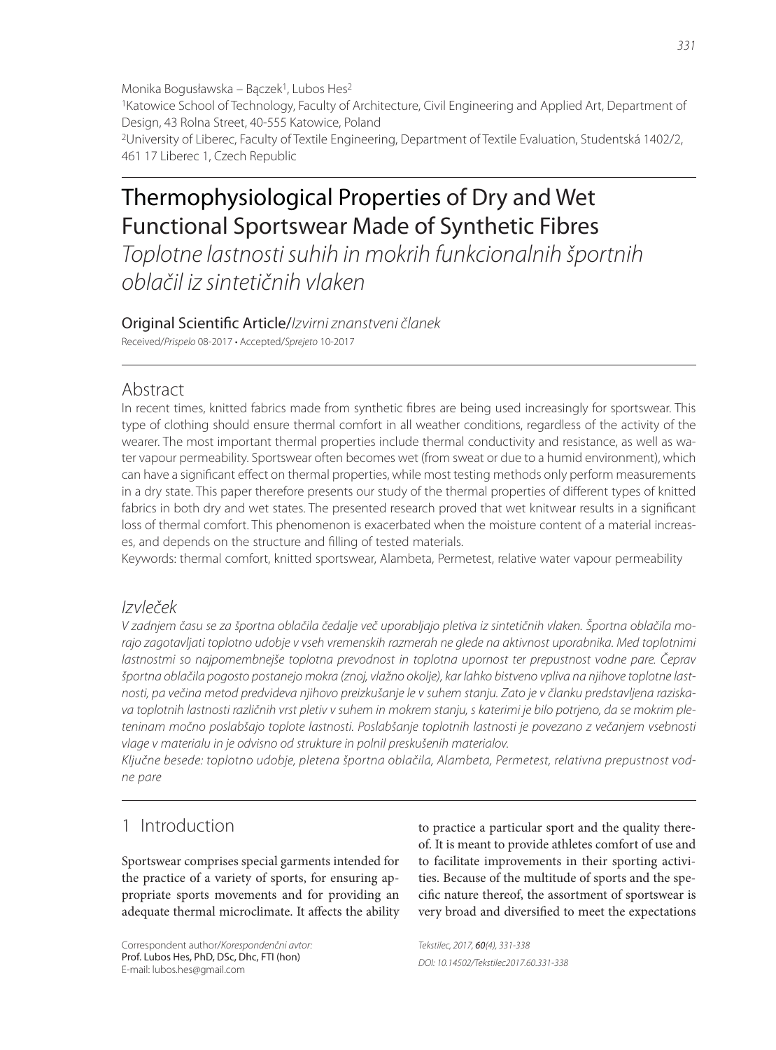Monika Bogusławska – Bączek[1], Lubos Hes[2]

[1]Katowice School of Technology, Faculty of Architecture, Civil Engineering and Applied Art, Department of Design, 43 Rolna Street, 40-555 Katowice, Poland

[2]University of Liberec, Faculty of Textile Engineering, Department of Textile Evaluation, Studentská 1402/2, 461 17 Liberec 1, Czech Republic

# Thermophysiological Properties of Dry and Wet Functional Sportswear Made of Synthetic Fibres

*Toplotne lastnosti suhih in mokrih funkcionalnih športnih oblačil iz sintetičnih vlaken*

Original Scientific Article/*Izvirni znanstveni članek*

Received/*Prispelo* 08-2017 • Accepted/*Sprejeto* 10-2017

## Abstract

In recent times, knitted fabrics made from synthetic fibres are being used increasingly for sportswear. This type of clothing should ensure thermal comfort in all weather conditions, regardless of the activity of the wearer. The most important thermal properties include thermal conductivity and resistance, as well as water vapour permeability. Sportswear often becomes wet (from sweat or due to a humid environment), which can have a significant effect on thermal properties, while most testing methods only perform measurements in a dry state. This paper therefore presents our study of the thermal properties of different types of knitted fabrics in both dry and wet states. The presented research proved that wet knitwear results in a significant loss of thermal comfort. This phenomenon is exacerbated when the moisture content of a material increases, and depends on the structure and filling of tested materials.

Keywords: thermal comfort, knitted sportswear, Alambeta, Permetest, relative water vapour permeability

## *Izvleček*

*V zadnjem času se za športna oblačila čedalje več uporabljajo pletiva iz sintetičnih vlaken. Športna oblačila morajo zagotavljati toplotno udobje v vseh vremenskih razmerah ne glede na aktivnost uporabnika. Med toplotnimi lastnostmi so najpomembnejše toplotna prevodnost in toplotna upornost ter prepustnost vodne pare. Čeprav športna oblačila pogosto postanejo mokra (znoj, vlažno okolje), kar lahko bistveno vpliva na njihove toplotne lastnosti, pa večina metod predvideva njihovo preizkušanje le v suhem stanju. Zato je v članku predstavljena raziskava toplotnih lastnosti različnih vrst pletiv v suhem in mokrem stanju, s katerimi je bilo potrjeno, da se mokrim pleteninam močno poslabšajo toplote lastnosti. Poslabšanje toplotnih lastnosti je povezano z večanjem vsebnosti vlage v materialu in je odvisno od strukture in polnil preskušenih materialov.*

*Ključne besede: toplotno udobje, pletena športna oblačila, Alambeta, Permetest, relativna prepustnost vodne pare*

## 1 Introduction

Sportswear comprises special garments intended for the practice of a variety of sports, for ensuring appropriate sports movements and for providing an adequate thermal microclimate. It affects the ability to practice a particular sport and the quality thereof. It is meant to provide athletes comfort of use and to facilitate improvements in their sporting activities. Because of the multitude of sports and the specific nature thereof, the assortment of sportswear is very broad and diversified to meet the expectations

Correspondent author/*Korespondenčni avtor:*
Prof. Lubos Hes, PhD, DSc, Dhc, FTI (hon)
E-mail: lubos.hes@gmail.com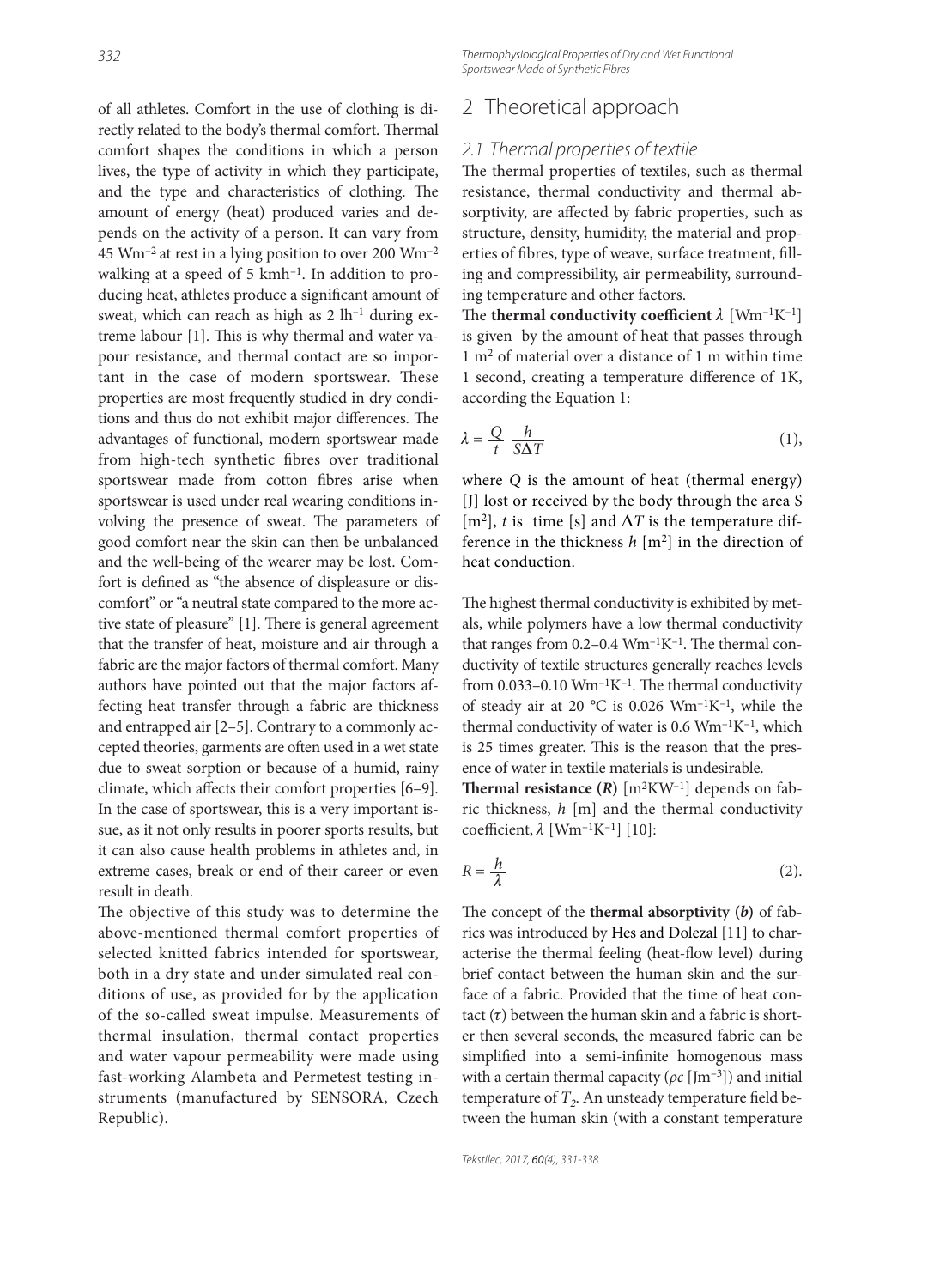of all athletes. Comfort in the use of clothing is directly related to the body's thermal comfort. Thermal comfort shapes the conditions in which a person lives, the type of activity in which they participate, and the type and characteristics of clothing. The amount of energy (heat) produced varies and depends on the activity of a person. It can vary from 45 $Wm^{-2}$ at rest in a lying position to over 200 $Wm^{-2}$ walking at a speed of 5 $kmh^{-1}$. In addition to producing heat, athletes produce a significant amount of sweat, which can reach as high as 2 $lh^{-1}$ during extreme labour [1]. This is why thermal and water vapour resistance, and thermal contact are so important in the case of modern sportswear. These properties are most frequently studied in dry conditions and thus do not exhibit major differences. The advantages of functional, modern sportswear made from high-tech synthetic fibres over traditional sportswear made from cotton fibres arise when sportswear is used under real wearing conditions involving the presence of sweat. The parameters of good comfort near the skin can then be unbalanced and the well-being of the wearer may be lost. Comfort is defined as "the absence of displeasure or discomfort" or "a neutral state compared to the more active state of pleasure" [1]. There is general agreement that the transfer of heat, moisture and air through a fabric are the major factors of thermal comfort. Many authors have pointed out that the major factors affecting heat transfer through a fabric are thickness and entrapped air [2–5]. Contrary to a commonly accepted theories, garments are often used in a wet state due to sweat sorption or because of a humid, rainy climate, which affects their comfort properties [6–9]. In the case of sportswear, this is a very important issue, as it not only results in poorer sports results, but it can also cause health problems in athletes and, in extreme cases, break or end of their career or even result in death.

The objective of this study was to determine the above-mentioned thermal comfort properties of selected knitted fabrics intended for sportswear, both in a dry state and under simulated real conditions of use, as provided for by the application of the so-called sweat impulse. Measurements of thermal insulation, thermal contact properties and water vapour permeability were made using fast-working Alambeta and Permetest testing instruments (manufactured by SENSORA, Czech Republic).

## 2 Theoretical approach

### 2.1 Thermal properties of textile

The thermal properties of textiles, such as thermal resistance, thermal conductivity and thermal absorptivity, are affected by fabric properties, such as structure, density, humidity, the material and properties of fibres, type of weave, surface treatment, filling and compressibility, air permeability, surrounding temperature and other factors.

The **thermal conductivity coefficient** $\lambda$ [$Wm^{-1}K^{-1}$] is given by the amount of heat that passes through 1 $m^2$ of material over a distance of 1 m within time 1 second, creating a temperature difference of 1K, according the Equation 1:

$$\lambda = \frac{Q}{t} \frac{h}{S\Delta T} \tag{1}$$

where $Q$ is the amount of heat (thermal energy) [J] lost or received by the body through the area S [$m^2$], $t$ is time [s] and $\Delta T$ is the temperature difference in the thickness $h$ [$m^2$] in the direction of heat conduction.

The highest thermal conductivity is exhibited by metals, while polymers have a low thermal conductivity that ranges from 0.2–0.4 $Wm^{-1}K^{-1}$. The thermal conductivity of textile structures generally reaches levels from 0.033–0.10 $Wm^{-1}K^{-1}$. The thermal conductivity of steady air at 20 °C is 0.026 $Wm^{-1}K^{-1}$, while the thermal conductivity of water is 0.6 $Wm^{-1}K^{-1}$, which is 25 times greater. This is the reason that the presence of water in textile materials is undesirable.

**Thermal resistance (*R*)** [$m^2KW^{-1}$] depends on fabric thickness, $h$ [m] and the thermal conductivity coefficient, $\lambda$ [$Wm^{-1}K^{-1}$] [10]:

$$R = \frac{h}{\lambda} \tag{2}$$

The concept of the **thermal absorptivity (*b*)** of fabrics was introduced by Hes and Dolezal [11] to characterise the thermal feeling (heat-flow level) during brief contact between the human skin and the surface of a fabric. Provided that the time of heat contact ($\tau$) between the human skin and a fabric is shorter then several seconds, the measured fabric can be simplified into a semi-infinite homogenous mass with a certain thermal capacity ($\rho c$ [$Jm^{-3}$]) and initial temperature of $T_2$. An unsteady temperature field between the human skin (with a constant temperature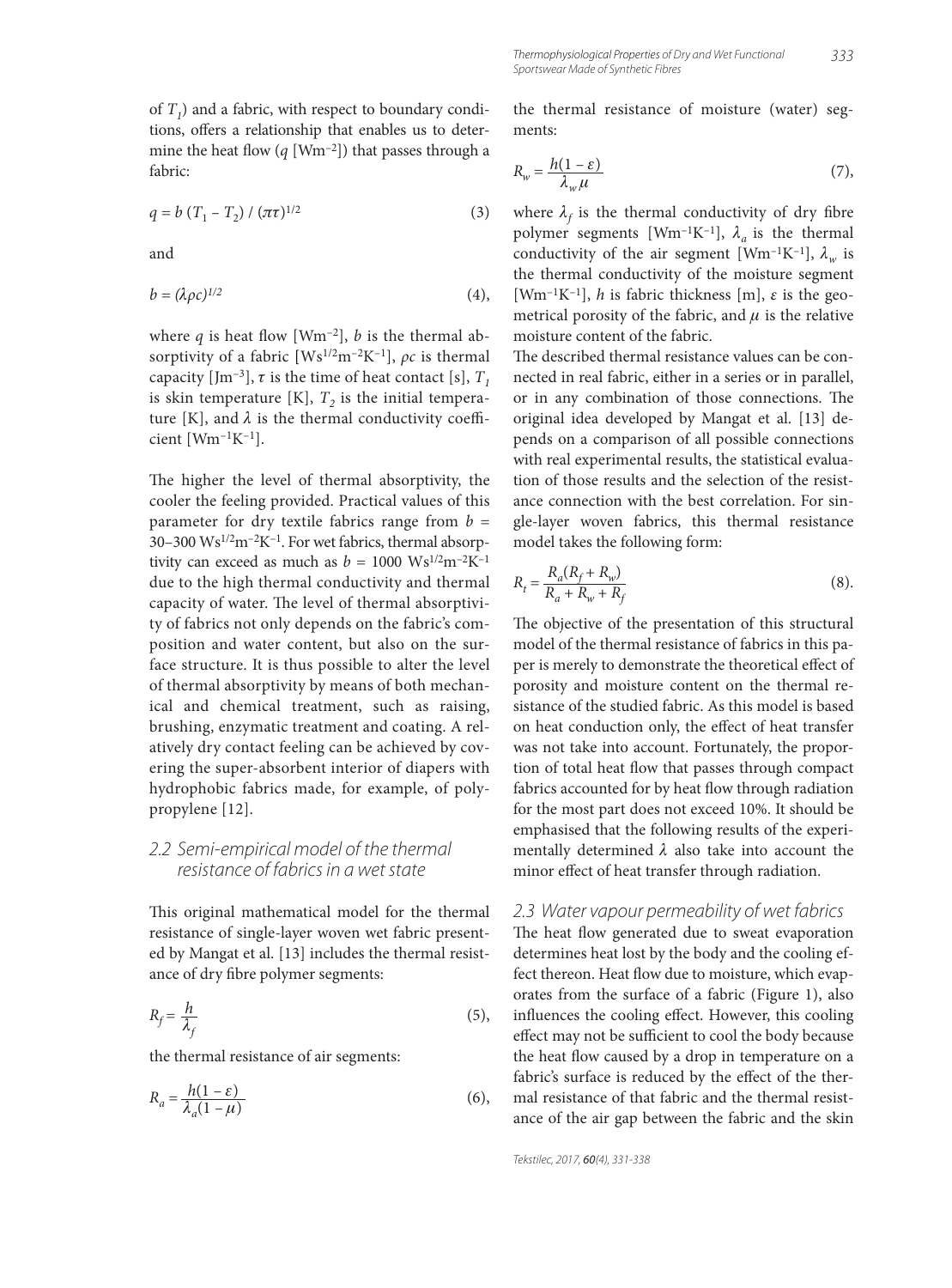of $T_1$) and a fabric, with respect to boundary conditions, offers a relationship that enables us to determine the heat flow ($q$ [Wm$^{-2}$]) that passes through a fabric:

$$q = b\,(T_1 - T_2)\,/\,(\pi\tau)^{1/2} \tag{3}$$

and

$$b = (\lambda\rho c)^{1/2} \tag{4},$$

where $q$ is heat flow [Wm$^{-2}$], $b$ is the thermal absorptivity of a fabric [Ws$^{1/2}$m$^{-2}$K$^{-1}$], $\rho c$ is thermal capacity [Jm$^{-3}$], $\tau$ is the time of heat contact [s], $T_1$ is skin temperature [K], $T_2$ is the initial temperature [K], and $\lambda$ is the thermal conductivity coefficient [Wm$^{-1}$K$^{-1}$].

The higher the level of thermal absorptivity, the cooler the feeling provided. Practical values of this parameter for dry textile fabrics range from $b$ = 30–300 Ws$^{1/2}$m$^{-2}$K$^{-1}$. For wet fabrics, thermal absorptivity can exceed as much as $b$ = 1000 Ws$^{1/2}$m$^{-2}$K$^{-1}$ due to the high thermal conductivity and thermal capacity of water. The level of thermal absorptivity of fabrics not only depends on the fabric's composition and water content, but also on the surface structure. It is thus possible to alter the level of thermal absorptivity by means of both mechanical and chemical treatment, such as raising, brushing, enzymatic treatment and coating. A relatively dry contact feeling can be achieved by covering the super-absorbent interior of diapers with hydrophobic fabrics made, for example, of polypropylene [12].

## 2.2 Semi-empirical model of the thermal resistance of fabrics in a wet state

This original mathematical model for the thermal resistance of single-layer woven wet fabric presented by Mangat et al. [13] includes the thermal resistance of dry fibre polymer segments:

$$R_f = \frac{h}{\lambda_f} \tag{5},$$

the thermal resistance of air segments:

$$R_a = \frac{h(1-\varepsilon)}{\lambda_a(1-\mu)} \tag{6},$$

the thermal resistance of moisture (water) segments:

$$R_w = \frac{h(1-\varepsilon)}{\lambda_w \mu} \tag{7},$$

where $\lambda_f$ is the thermal conductivity of dry fibre polymer segments [Wm$^{-1}$K$^{-1}$], $\lambda_a$ is the thermal conductivity of the air segment [Wm$^{-1}$K$^{-1}$], $\lambda_w$ is the thermal conductivity of the moisture segment [Wm$^{-1}$K$^{-1}$], $h$ is fabric thickness [m], $\varepsilon$ is the geometrical porosity of the fabric, and $\mu$ is the relative moisture content of the fabric.

The described thermal resistance values can be connected in real fabric, either in a series or in parallel, or in any combination of those connections. The original idea developed by Mangat et al. [13] depends on a comparison of all possible connections with real experimental results, the statistical evaluation of those results and the selection of the resistance connection with the best correlation. For single-layer woven fabrics, this thermal resistance model takes the following form:

$$R_t = \frac{R_a(R_f + R_w)}{R_a + R_w + R_f} \tag{8}.$$

The objective of the presentation of this structural model of the thermal resistance of fabrics in this paper is merely to demonstrate the theoretical effect of porosity and moisture content on the thermal resistance of the studied fabric. As this model is based on heat conduction only, the effect of heat transfer was not take into account. Fortunately, the proportion of total heat flow that passes through compact fabrics accounted for by heat flow through radiation for the most part does not exceed 10%. It should be emphasised that the following results of the experimentally determined $\lambda$ also take into account the minor effect of heat transfer through radiation.

## 2.3 Water vapour permeability of wet fabrics

The heat flow generated due to sweat evaporation determines heat lost by the body and the cooling effect thereon. Heat flow due to moisture, which evaporates from the surface of a fabric (Figure 1), also influences the cooling effect. However, this cooling effect may not be sufficient to cool the body because the heat flow caused by a drop in temperature on a fabric's surface is reduced by the effect of the thermal resistance of that fabric and the thermal resistance of the air gap between the fabric and the skin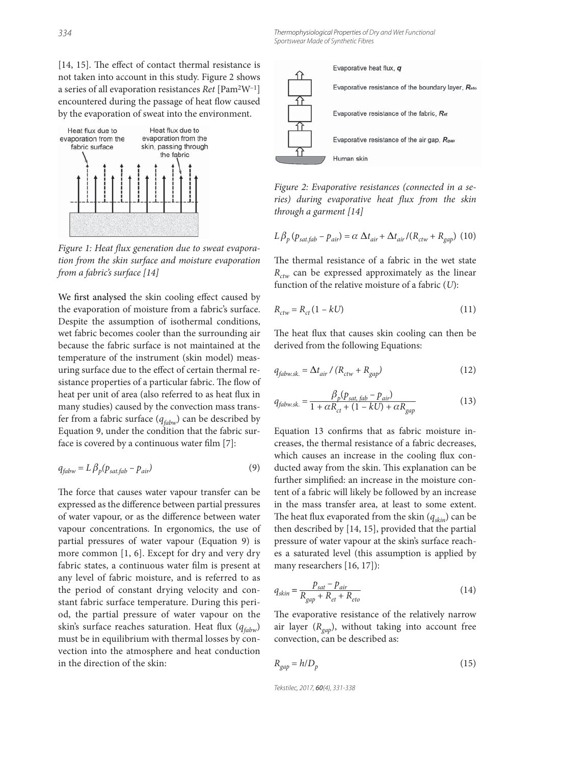[14, 15]. The effect of contact thermal resistance is not taken into account in this study. Figure 2 shows a series of all evaporation resistances *Ret* [Pam²W⁻¹] encountered during the passage of heat flow caused by the evaporation of sweat into the environment.

*Figure 1: Heat flux generation due to sweat evaporation from the skin surface and moisture evaporation from a fabric's surface [14]*

We first analysed the skin cooling effect caused by the evaporation of moisture from a fabric's surface. Despite the assumption of isothermal conditions, wet fabric becomes cooler than the surrounding air because the fabric surface is not maintained at the temperature of the instrument (skin model) measuring surface due to the effect of certain thermal resistance properties of a particular fabric. The flow of heat per unit of area (also referred to as heat flux in many studies) caused by the convection mass transfer from a fabric surface ($q_{fabw}$) can be described by Equation 9, under the condition that the fabric surface is covered by a continuous water film [7]:

$$q_{fabw} = L\,\beta_p(p_{sat.fab} - p_{air}) \tag{9}$$

The force that causes water vapour transfer can be expressed as the difference between partial pressures of water vapour, or as the difference between water vapour concentrations. In ergonomics, the use of partial pressures of water vapour (Equation 9) is more common [1, 6]. Except for dry and very dry fabric states, a continuous water film is present at any level of fabric moisture, and is referred to as the period of constant drying velocity and constant fabric surface temperature. During this period, the partial pressure of water vapour on the skin's surface reaches saturation. Heat flux ($q_{fabw}$) must be in equilibrium with thermal losses by convection into the atmosphere and heat conduction in the direction of the skin:

*Figure 2: Evaporative resistances (connected in a series) during evaporative heat flux from the skin through a garment [14]*

$$L\,\beta_p\,(p_{sat.fab} - p_{air}) = \alpha\,\Delta t_{air} + \Delta t_{air}/(R_{ctw} + R_{gap}) \tag{10}$$

The thermal resistance of a fabric in the wet state $R_{ctw}$ can be expressed approximately as the linear function of the relative moisture of a fabric ($U$):

$$R_{ctw} = R_{ct}\,(1 - kU) \tag{11}$$

The heat flux that causes skin cooling can then be derived from the following Equations:

$$q_{fabw.sk.} = \Delta t_{air}\,/\,(R_{ctw} + R_{gap}) \tag{12}$$

$$q_{fabw.sk.} = \frac{\beta_p(p_{sat,\,fab} - p_{air})}{1 + \alpha R_{ct} + (1 - kU) + \alpha R_{gap}} \tag{13}$$

Equation 13 confirms that as fabric moisture increases, the thermal resistance of a fabric decreases, which causes an increase in the cooling flux conducted away from the skin. This explanation can be further simplified: an increase in the moisture content of a fabric will likely be followed by an increase in the mass transfer area, at least to some extent. The heat flux evaporated from the skin ($q_{skin}$) can be then described by [14, 15], provided that the partial pressure of water vapour at the skin's surface reaches a saturated level (this assumption is applied by many researchers [16, 17]):

$$q_{skin} = \frac{p_{sat} - p_{air}}{R_{gap} + R_{et} + R_{eto}} \tag{14}$$

The evaporative resistance of the relatively narrow air layer ($R_{gap}$), without taking into account free convection, can be described as:

$$R_{gap} = h/D_p \tag{15}$$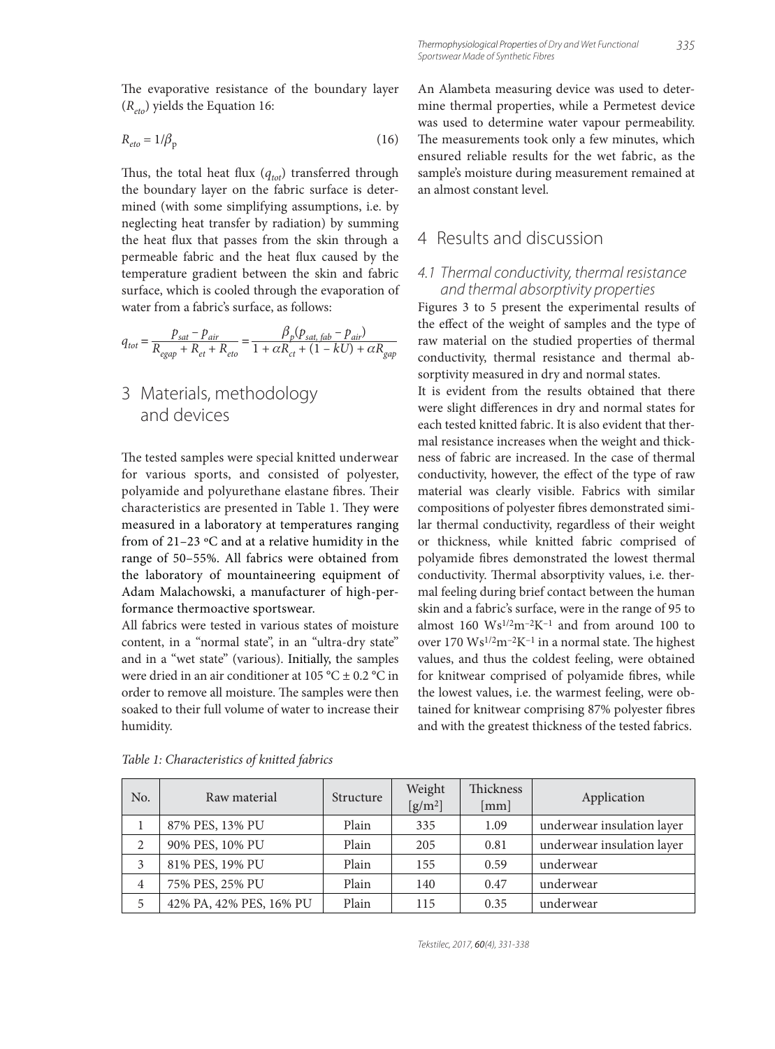The evaporative resistance of the boundary layer ($R_{eto}$) yields the Equation 16:

$$R_{eto} = 1/\beta_p \tag{16}$$

Thus, the total heat flux ($q_{tot}$) transferred through the boundary layer on the fabric surface is determined (with some simplifying assumptions, i.e. by neglecting heat transfer by radiation) by summing the heat flux that passes from the skin through a permeable fabric and the heat flux caused by the temperature gradient between the skin and fabric surface, which is cooled through the evaporation of water from a fabric's surface, as follows:

$$q_{tot} = \frac{p_{sat} - p_{air}}{R_{egap} + R_{et} + R_{eto}} = \frac{\beta_p(p_{sat,\,fab} - p_{air})}{1 + \alpha R_{ct} + (1 - kU) + \alpha R_{gap}}$$

# 3 Materials, methodology and devices

The tested samples were special knitted underwear for various sports, and consisted of polyester, polyamide and polyurethane elastane fibres. Their characteristics are presented in Table 1. They were measured in a laboratory at temperatures ranging from of 21–23 ºC and at a relative humidity in the range of 50–55%. All fabrics were obtained from the laboratory of mountaineering equipment of Adam Malachowski, a manufacturer of high-performance thermoactive sportswear.

All fabrics were tested in various states of moisture content, in a "normal state", in an "ultra-dry state" and in a "wet state" (various). Initially, the samples were dried in an air conditioner at 105 °C ± 0.2 °C in order to remove all moisture. The samples were then soaked to their full volume of water to increase their humidity.

*Table 1: Characteristics of knitted fabrics*

| No. | Raw material | Structure | Weight [g/m²] | Thickness [mm] | Application |
|---|---|---|---|---|---|
| 1 | 87% PES, 13% PU | Plain | 335 | 1.09 | underwear insulation layer |
| 2 | 90% PES, 10% PU | Plain | 205 | 0.81 | underwear insulation layer |
| 3 | 81% PES, 19% PU | Plain | 155 | 0.59 | underwear |
| 4 | 75% PES, 25% PU | Plain | 140 | 0.47 | underwear |
| 5 | 42% PA, 42% PES, 16% PU | Plain | 115 | 0.35 | underwear |

An Alambeta measuring device was used to determine thermal properties, while a Permetest device was used to determine water vapour permeability. The measurements took only a few minutes, which ensured reliable results for the wet fabric, as the sample's moisture during measurement remained at an almost constant level.

# 4 Results and discussion

## 4.1 Thermal conductivity, thermal resistance and thermal absorptivity properties

Figures 3 to 5 present the experimental results of the effect of the weight of samples and the type of raw material on the studied properties of thermal conductivity, thermal resistance and thermal absorptivity measured in dry and normal states.

It is evident from the results obtained that there were slight differences in dry and normal states for each tested knitted fabric. It is also evident that thermal resistance increases when the weight and thickness of fabric are increased. In the case of thermal conductivity, however, the effect of the type of raw material was clearly visible. Fabrics with similar compositions of polyester fibres demonstrated similar thermal conductivity, regardless of their weight or thickness, while knitted fabric comprised of polyamide fibres demonstrated the lowest thermal conductivity. Thermal absorptivity values, i.e. thermal feeling during brief contact between the human skin and a fabric's surface, were in the range of 95 to almost 160 $Ws^{1/2}m^{-2}K^{-1}$ and from around 100 to over 170 $Ws^{1/2}m^{-2}K^{-1}$ in a normal state. The highest values, and thus the coldest feeling, were obtained for knitwear comprised of polyamide fibres, while the lowest values, i.e. the warmest feeling, were obtained for knitwear comprising 87% polyester fibres and with the greatest thickness of the tested fabrics.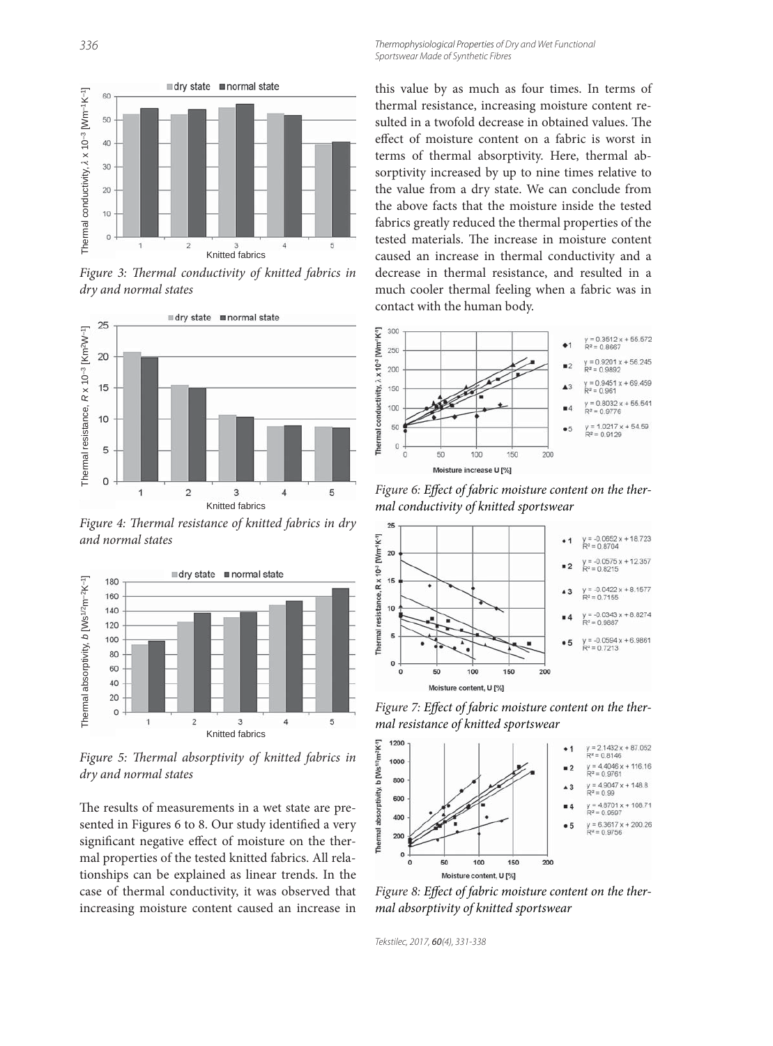Figure 3: Thermal conductivity of knitted fabrics in dry and normal states

Figure 4: Thermal resistance of knitted fabrics in dry and normal states

Figure 5: Thermal absorptivity of knitted fabrics in dry and normal states

The results of measurements in a wet state are presented in Figures 6 to 8. Our study identified a very significant negative effect of moisture on the thermal properties of the tested knitted fabrics. All relationships can be explained as linear trends. In the case of thermal conductivity, it was observed that increasing moisture content caused an increase in this value by as much as four times. In terms of thermal resistance, increasing moisture content resulted in a twofold decrease in obtained values. The effect of moisture content on a fabric is worst in terms of thermal absorptivity. Here, thermal absorptivity increased by up to nine times relative to the value from a dry state. We can conclude from the above facts that the moisture inside the tested fabrics greatly reduced the thermal properties of the tested materials. The increase in moisture content caused an increase in thermal conductivity and a decrease in thermal resistance, and resulted in a much cooler thermal feeling when a fabric was in contact with the human body.

Figure 6: Effect of fabric moisture content on the thermal conductivity of knitted sportswear

Figure 7: Effect of fabric moisture content on the thermal resistance of knitted sportswear

Figure 8: Effect of fabric moisture content on the thermal absorptivity of knitted sportswear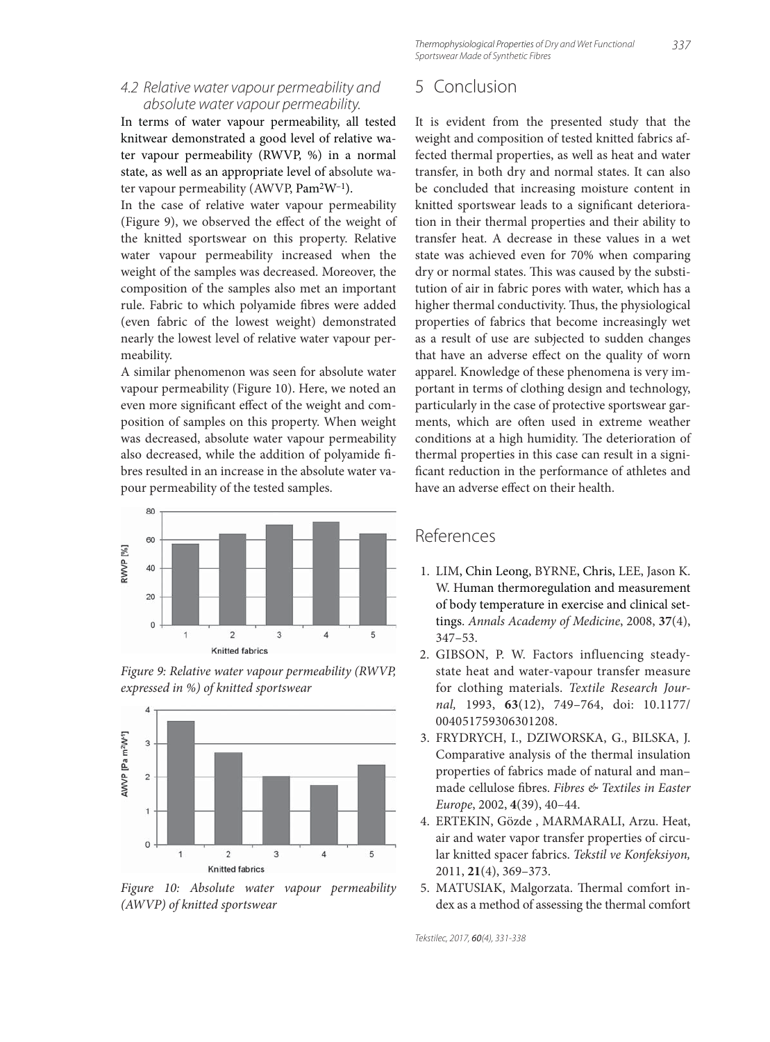### 4.2 Relative water vapour permeability and absolute water vapour permeability.

In terms of water vapour permeability, all tested knitwear demonstrated a good level of relative water vapour permeability (RWVP, %) in a normal state, as well as an appropriate level of absolute water vapour permeability (AWVP, $Pam^2W^{-1}$).

In the case of relative water vapour permeability (Figure 9), we observed the effect of the weight of the knitted sportswear on this property. Relative water vapour permeability increased when the weight of the samples was decreased. Moreover, the composition of the samples also met an important rule. Fabric to which polyamide fibres were added (even fabric of the lowest weight) demonstrated nearly the lowest level of relative water vapour permeability.

A similar phenomenon was seen for absolute water vapour permeability (Figure 10). Here, we noted an even more significant effect of the weight and composition of samples on this property. When weight was decreased, absolute water vapour permeability also decreased, while the addition of polyamide fibres resulted in an increase in the absolute water vapour permeability of the tested samples.

*Figure 9: Relative water vapour permeability (RWVP, expressed in %) of knitted sportswear*

*Figure 10: Absolute water vapour permeability (AWVP) of knitted sportswear*

## 5 Conclusion

It is evident from the presented study that the weight and composition of tested knitted fabrics affected thermal properties, as well as heat and water transfer, in both dry and normal states. It can also be concluded that increasing moisture content in knitted sportswear leads to a significant deterioration in their thermal properties and their ability to transfer heat. A decrease in these values in a wet state was achieved even for 70% when comparing dry or normal states. This was caused by the substitution of air in fabric pores with water, which has a higher thermal conductivity. Thus, the physiological properties of fabrics that become increasingly wet as a result of use are subjected to sudden changes that have an adverse effect on the quality of worn apparel. Knowledge of these phenomena is very important in terms of clothing design and technology, particularly in the case of protective sportswear garments, which are often used in extreme weather conditions at a high humidity. The deterioration of thermal properties in this case can result in a significant reduction in the performance of athletes and have an adverse effect on their health.

## References

1. LIM, Chin Leong, BYRNE, Chris, LEE, Jason K. W. Human thermoregulation and measurement of body temperature in exercise and clinical settings. *Annals Academy of Medicine*, 2008, **37**(4), 347–53.
2. GIBSON, P. W. Factors influencing steady-state heat and water-vapour transfer measure for clothing materials. *Textile Research Journal,* 1993, **63**(12), 749–764, doi: 10.1177/004051759306301208.
3. FRYDRYCH, I., DZIWORSKA, G., BILSKA, J. Comparative analysis of the thermal insulation properties of fabrics made of natural and man–made cellulose fibres. *Fibres & Textiles in Easter Europe*, 2002, **4**(39), 40–44.
4. ERTEKIN, Gözde , MARMARALI, Arzu. Heat, air and water vapor transfer properties of circular knitted spacer fabrics. *Tekstil ve Konfeksiyon,* 2011, **21**(4), 369–373.
5. MATUSIAK, Malgorzata. Thermal comfort index as a method of assessing the thermal comfort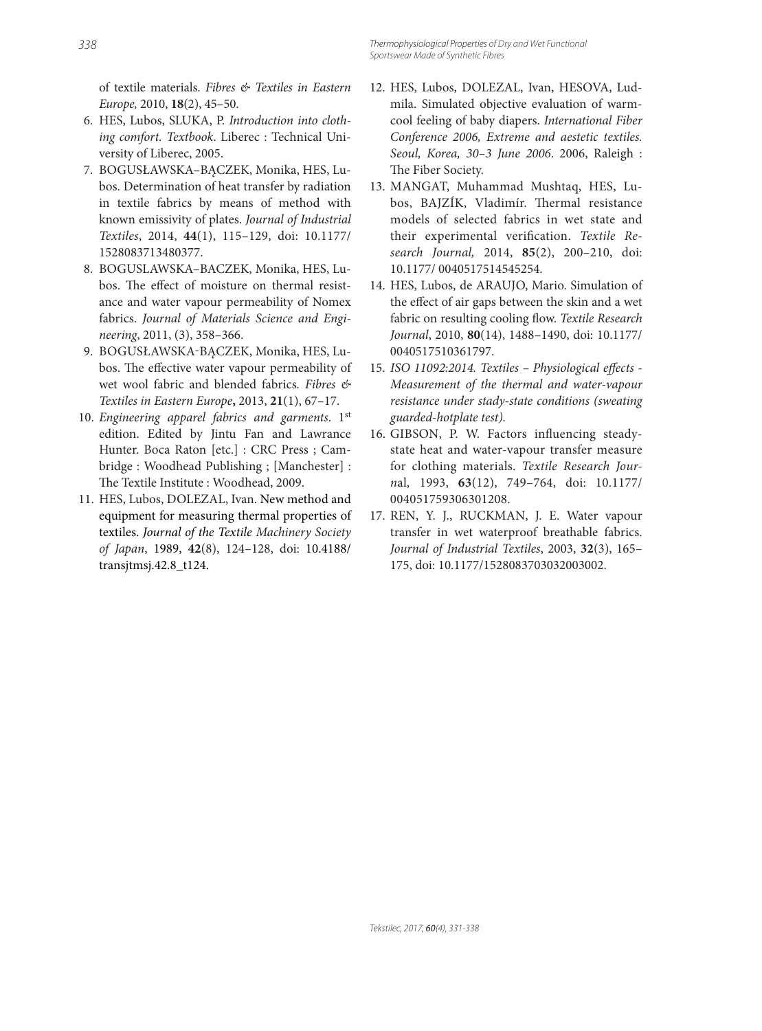of textile materials. *Fibres & Textiles in Eastern Europe*, 2010, **18**(2), 45–50.

6. HES, Lubos, SLUKA, P. *Introduction into clothing comfort. Textbook*. Liberec : Technical University of Liberec, 2005.
7. BOGUSŁAWSKA–BĄCZEK, Monika, HES, Lubos. Determination of heat transfer by radiation in textile fabrics by means of method with known emissivity of plates. *Journal of Industrial Textiles*, 2014, **44**(1), 115–129, doi: 10.1177/ 1528083713480377.
8. BOGUSLAWSKA–BACZEK, Monika, HES, Lubos. The effect of moisture on thermal resistance and water vapour permeability of Nomex fabrics. *Journal of Materials Science and Engineering*, 2011, (3), 358–366.
9. BOGUSŁAWSKA-BĄCZEK, Monika, HES, Lubos. The effective water vapour permeability of wet wool fabric and blended fabrics. *Fibres & Textiles in Eastern Europe*, 2013, **21**(1), 67–17.
10. *Engineering apparel fabrics and garments*. 1st edition. Edited by Jintu Fan and Lawrance Hunter. Boca Raton [etc.] : CRC Press ; Cambridge : Woodhead Publishing ; [Manchester] : The Textile Institute : Woodhead, 2009.
11. HES, Lubos, DOLEZAL, Ivan. New method and equipment for measuring thermal properties of textiles. *Journal of the Textile Machinery Society of Japan*, 1989, **42**(8), 124–128, doi: 10.4188/ transjtmsj.42.8_t124.
12. HES, Lubos, DOLEZAL, Ivan, HESOVA, Ludmila. Simulated objective evaluation of warm-cool feeling of baby diapers. *International Fiber Conference 2006, Extreme and aestetic textiles. Seoul, Korea, 30–3 June 2006*. 2006, Raleigh : The Fiber Society.
13. MANGAT, Muhammad Mushtaq, HES, Lubos, BAJZÍK, Vladimír. Thermal resistance models of selected fabrics in wet state and their experimental verification. *Textile Research Journal,* 2014, **85**(2), 200–210, doi: 10.1177/ 0040517514545254.
14. HES, Lubos, de ARAUJO, Mario. Simulation of the effect of air gaps between the skin and a wet fabric on resulting cooling flow. *Textile Research Journal*, 2010, **80**(14), 1488–1490, doi: 10.1177/ 0040517510361797.
15. *ISO 11092:2014. Textiles – Physiological effects - Measurement of the thermal and water-vapour resistance under stady-state conditions (sweating guarded-hotplate test).*
16. GIBSON, P. W. Factors influencing steady-state heat and water-vapour transfer measure for clothing materials. *Textile Research Journal,* 1993, **63**(12), 749–764, doi: 10.1177/ 004051759306301208.
17. REN, Y. J., RUCKMAN, J. E. Water vapour transfer in wet waterproof breathable fabrics. *Journal of Industrial Textiles*, 2003, **32**(3), 165–175, doi: 10.1177/1528083703032003002.